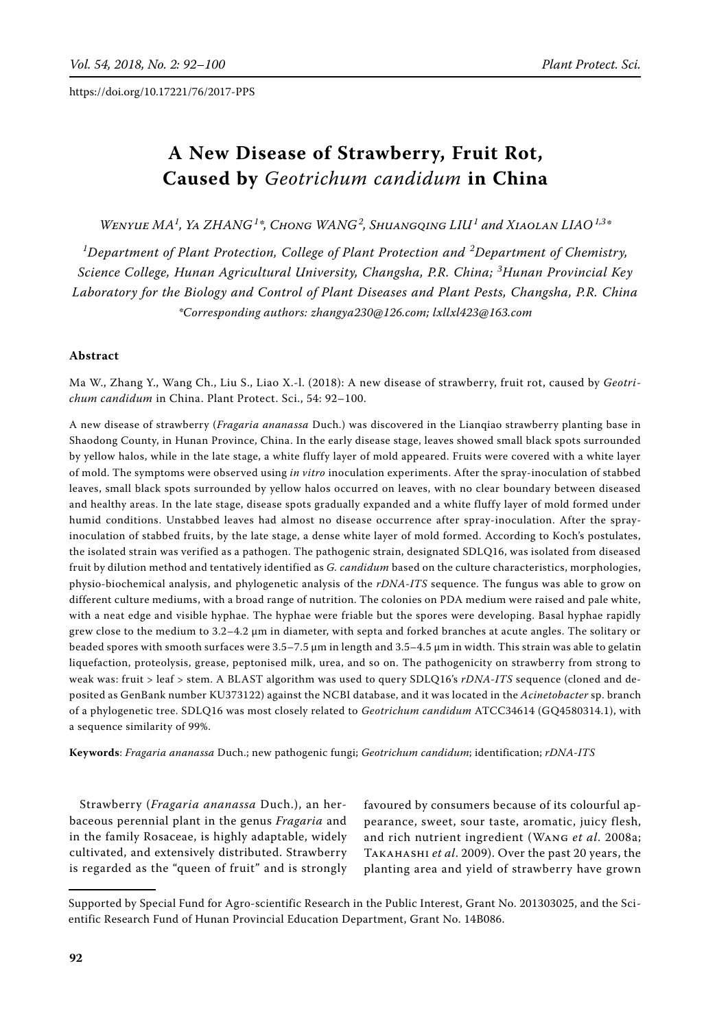https://doi.org/10.17221/76/2017-PPS

# A New Disease of Strawberry, Fruit Rot, Caused by *Geotrichum candidum* in China

*Wenyue MA*[1], *Ya ZHANG*[1]*, *Chong WANG*[2], *Shuangqing LIU*[1] and *Xiaolan LIAO*[1,3]*

[1]*Department of Plant Protection, College of Plant Protection and* [2]*Department of Chemistry, Science College, Hunan Agricultural University, Changsha, P.R. China;* [3]*Hunan Provincial Key Laboratory for the Biology and Control of Plant Diseases and Plant Pests, Changsha, P.R. China*

*\*Corresponding authors: zhangya230@126.com; lxllxl423@163.com*

### Abstract

Ma W., Zhang Y., Wang Ch., Liu S., Liao X.-l. (2018): A new disease of strawberry, fruit rot, caused by *Geotrichum candidum* in China. Plant Protect. Sci., 54: 92–100.

A new disease of strawberry (*Fragaria ananassa* Duch.) was discovered in the Lianqiao strawberry planting base in Shaodong County, in Hunan Province, China. In the early disease stage, leaves showed small black spots surrounded by yellow halos, while in the late stage, a white fluffy layer of mold appeared. Fruits were covered with a white layer of mold. The symptoms were observed using *in vitro* inoculation experiments. After the spray-inoculation of stabbed leaves, small black spots surrounded by yellow halos occurred on leaves, with no clear boundary between diseased and healthy areas. In the late stage, disease spots gradually expanded and a white fluffy layer of mold formed under humid conditions. Unstabbed leaves had almost no disease occurrence after spray-inoculation. After the spray-inoculation of stabbed fruits, by the late stage, a dense white layer of mold formed. According to Koch's postulates, the isolated strain was verified as a pathogen. The pathogenic strain, designated SDLQ16, was isolated from diseased fruit by dilution method and tentatively identified as *G. candidum* based on the culture characteristics, morphologies, physio-biochemical analysis, and phylogenetic analysis of the *rDNA-ITS* sequence. The fungus was able to grow on different culture mediums, with a broad range of nutrition. The colonies on PDA medium were raised and pale white, with a neat edge and visible hyphae. The hyphae were friable but the spores were developing. Basal hyphae rapidly grew close to the medium to 3.2–4.2 μm in diameter, with septa and forked branches at acute angles. The solitary or beaded spores with smooth surfaces were 3.5–7.5 μm in length and 3.5–4.5 μm in width. This strain was able to gelatin liquefaction, proteolysis, grease, peptonised milk, urea, and so on. The pathogenicity on strawberry from strong to weak was: fruit > leaf > stem. A BLAST algorithm was used to query SDLQ16's *rDNA-ITS* sequence (cloned and deposited as GenBank number KU373122) against the NCBI database, and it was located in the *Acinetobacter* sp. branch of a phylogenetic tree. SDLQ16 was most closely related to *Geotrichum candidum* ATCC34614 (GQ4580314.1), with a sequence similarity of 99%.

**Keywords**: *Fragaria ananassa* Duch.; new pathogenic fungi; *Geotrichum candidum*; identification; *rDNA-ITS*

Strawberry (*Fragaria ananassa* Duch.), an herbaceous perennial plant in the genus *Fragaria* and in the family Rosaceae, is highly adaptable, widely cultivated, and extensively distributed. Strawberry is regarded as the "queen of fruit" and is strongly favoured by consumers because of its colourful appearance, sweet, sour taste, aromatic, juicy flesh, and rich nutrient ingredient (Wang *et al*. 2008a; Takahashi *et al*. 2009). Over the past 20 years, the planting area and yield of strawberry have grown

---

Supported by Special Fund for Agro-scientific Research in the Public Interest, Grant No. 201303025, and the Scientific Research Fund of Hunan Provincial Education Department, Grant No. 14B086.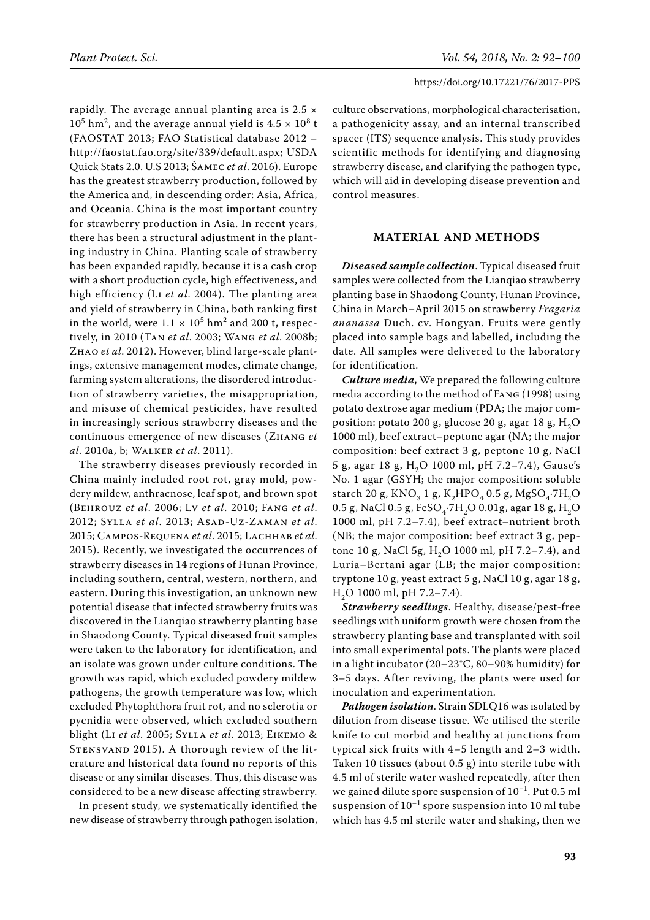rapidly. The average annual planting area is $2.5 \times 10^5$ hm$^2$, and the average annual yield is $4.5 \times 10^8$ t (FAOSTAT 2013; FAO Statistical database 2012 – http://faostat.fao.org/site/339/default.aspx; USDA Quick Stats 2.0. U.S 2013; Šamec *et al*. 2016). Europe has the greatest strawberry production, followed by the America and, in descending order: Asia, Africa, and Oceania. China is the most important country for strawberry production in Asia. In recent years, there has been a structural adjustment in the planting industry in China. Planting scale of strawberry has been expanded rapidly, because it is a cash crop with a short production cycle, high effectiveness, and high efficiency (Li *et al*. 2004). The planting area and yield of strawberry in China, both ranking first in the world, were $1.1 \times 10^5$ hm$^2$ and 200 t, respectively, in 2010 (Tan *et al*. 2003; Wang *et al*. 2008b; Zhao *et al*. 2012). However, blind large-scale plantings, extensive management modes, climate change, farming system alterations, the disordered introduction of strawberry varieties, the misappropriation, and misuse of chemical pesticides, have resulted in increasingly serious strawberry diseases and the continuous emergence of new diseases (Zhang *et al*. 2010a, b; Walker *et al*. 2011).

The strawberry diseases previously recorded in China mainly included root rot, gray mold, powdery mildew, anthracnose, leaf spot, and brown spot (Behrouz *et al*. 2006; Lv *et al*. 2010; Fang *et al*. 2012; Sylla *et al*. 2013; Asad-Uz-Zaman *et al*. 2015; Campos-Requena *et al*. 2015; Lachhab *et al*. 2015). Recently, we investigated the occurrences of strawberry diseases in 14 regions of Hunan Province, including southern, central, western, northern, and eastern. During this investigation, an unknown new potential disease that infected strawberry fruits was discovered in the Lianqiao strawberry planting base in Shaodong County. Typical diseased fruit samples were taken to the laboratory for identification, and an isolate was grown under culture conditions. The growth was rapid, which excluded powdery mildew pathogens, the growth temperature was low, which excluded Phytophthora fruit rot, and no sclerotia or pycnidia were observed, which excluded southern blight (Li *et al*. 2005; Sylla *et al*. 2013; Eikemo & Stensvand 2015). A thorough review of the literature and historical data found no reports of this disease or any similar diseases. Thus, this disease was considered to be a new disease affecting strawberry.

In present study, we systematically identified the new disease of strawberry through pathogen isolation, culture observations, morphological characterisation, a pathogenicity assay, and an internal transcribed spacer (ITS) sequence analysis. This study provides scientific methods for identifying and diagnosing strawberry disease, and clarifying the pathogen type, which will aid in developing disease prevention and control measures.

## MATERIAL AND METHODS

***Diseased sample collection***. Typical diseased fruit samples were collected from the Lianqiao strawberry planting base in Shaodong County, Hunan Province, China in March–April 2015 on strawberry *Fragaria ananassa* Duch. cv. Hongyan. Fruits were gently placed into sample bags and labelled, including the date. All samples were delivered to the laboratory for identification.

***Culture media***, We prepared the following culture media according to the method of Fang (1998) using potato dextrose agar medium (PDA; the major composition: potato 200 g, glucose 20 g, agar 18 g, $H_2O$ 1000 ml), beef extract–peptone agar (NA; the major composition: beef extract 3 g, peptone 10 g, NaCl 5 g, agar 18 g, $H_2O$ 1000 ml, pH 7.2–7.4), Gause's No. 1 agar (GSYH; the major composition: soluble starch 20 g, $KNO_3$ 1 g, $K_2HPO_4$ 0.5 g, $MgSO_4 \cdot 7H_2O$ 0.5 g, NaCl 0.5 g, $FeSO_4 \cdot 7H_2O$ 0.01g, agar 18 g, $H_2O$ 1000 ml, pH 7.2–7.4), beef extract–nutrient broth (NB; the major composition: beef extract 3 g, peptone 10 g, NaCl 5g, $H_2O$ 1000 ml, pH 7.2–7.4), and Luria–Bertani agar (LB; the major composition: tryptone 10 g, yeast extract 5 g, NaCl 10 g, agar 18 g, $H_2O$ 1000 ml, pH 7.2–7.4).

***Strawberry seedlings***. Healthy, disease/pest-free seedlings with uniform growth were chosen from the strawberry planting base and transplanted with soil into small experimental pots. The plants were placed in a light incubator (20–23°C, 80–90% humidity) for 3–5 days. After reviving, the plants were used for inoculation and experimentation.

***Pathogen isolation***. Strain SDLQ16 was isolated by dilution from disease tissue. We utilised the sterile knife to cut morbid and healthy at junctions from typical sick fruits with 4–5 length and 2–3 width. Taken 10 tissues (about 0.5 g) into sterile tube with 4.5 ml of sterile water washed repeatedly, after then we gained dilute spore suspension of $10^{-1}$. Put 0.5 ml suspension of $10^{-1}$ spore suspension into 10 ml tube which has 4.5 ml sterile water and shaking, then we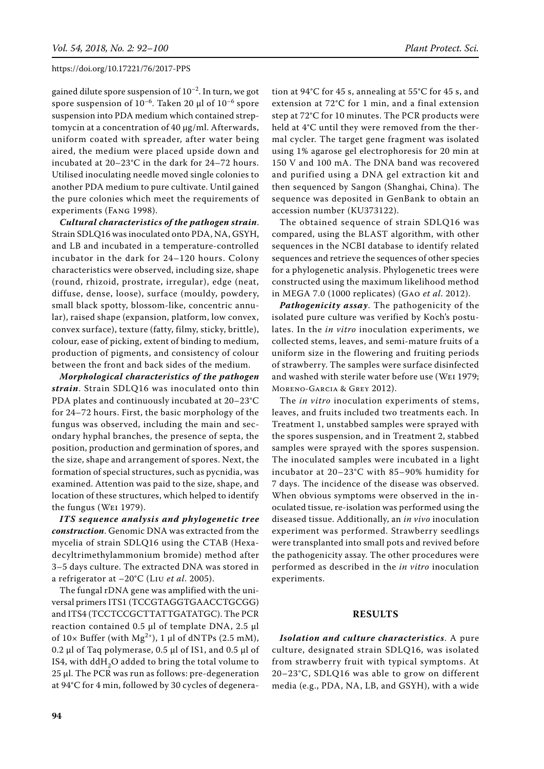gained dilute spore suspension of $10^{-2}$. In turn, we got spore suspension of $10^{-6}$. Taken 20 µl of $10^{-6}$ spore suspension into PDA medium which contained streptomycin at a concentration of 40 µg/ml. Afterwards, uniform coated with spreader, after water being aired, the medium were placed upside down and incubated at 20–23°C in the dark for 24–72 hours. Utilised inoculating needle moved single colonies to another PDA medium to pure cultivate. Until gained the pure colonies which meet the requirements of experiments (Fang 1998).

***Cultural characteristics of the pathogen strain***. Strain SDLQ16 was inoculated onto PDA, NA, GSYH, and LB and incubated in a temperature-controlled incubator in the dark for 24–120 hours. Colony characteristics were observed, including size, shape (round, rhizoid, prostrate, irregular), edge (neat, diffuse, dense, loose), surface (mouldy, powdery, small black spotty, blossom-like, concentric annular), raised shape (expansion, platform, low convex, convex surface), texture (fatty, filmy, sticky, brittle), colour, ease of picking, extent of binding to medium, production of pigments, and consistency of colour between the front and back sides of the medium.

***Morphological characteristics of the pathogen strain***. Strain SDLQ16 was inoculated onto thin PDA plates and continuously incubated at 20–23°C for 24–72 hours. First, the basic morphology of the fungus was observed, including the main and secondary hyphal branches, the presence of septa, the position, production and germination of spores, and the size, shape and arrangement of spores. Next, the formation of special structures, such as pycnidia, was examined. Attention was paid to the size, shape, and location of these structures, which helped to identify the fungus (Wei 1979).

***ITS sequence analysis and phylogenetic tree construction***. Genomic DNA was extracted from the mycelia of strain SDLQ16 using the CTAB (Hexadecyltrimethylammonium bromide) method after 3–5 days culture. The extracted DNA was stored in a refrigerator at –20°C (Liu *et al*. 2005).

The fungal rDNA gene was amplified with the universal primers ITS1 (TCCGTAGGTGAACCTGCGG) and ITS4 (TCCTCCGCTTATTGATATGC). The PCR reaction contained 0.5 µl of template DNA, 2.5 µl of 10× Buffer (with $Mg^{2+}$), 1 µl of dNTPs (2.5 mM), 0.2 µl of Taq polymerase, 0.5 µl of IS1, and 0.5 µl of IS4, with $ddH_2O$ added to bring the total volume to 25 µl. The PCR was run as follows: pre-degeneration at 94°C for 4 min, followed by 30 cycles of degeneration at 94°C for 45 s, annealing at 55°C for 45 s, and extension at 72°C for 1 min, and a final extension step at 72°C for 10 minutes. The PCR products were held at 4°C until they were removed from the thermal cycler. The target gene fragment was isolated using 1% agarose gel electrophoresis for 20 min at 150 V and 100 mA. The DNA band was recovered and purified using a DNA gel extraction kit and then sequenced by Sangon (Shanghai, China). The sequence was deposited in GenBank to obtain an accession number (KU373122).

The obtained sequence of strain SDLQ16 was compared, using the BLAST algorithm, with other sequences in the NCBI database to identify related sequences and retrieve the sequences of other species for a phylogenetic analysis. Phylogenetic trees were constructed using the maximum likelihood method in MEGA 7.0 (1000 replicates) (Gao *et al*. 2012).

***Pathogenicity assay***. The pathogenicity of the isolated pure culture was verified by Koch's postulates. In the *in vitro* inoculation experiments, we collected stems, leaves, and semi-mature fruits of a uniform size in the flowering and fruiting periods of strawberry. The samples were surface disinfected and washed with sterile water before use (Wei 1979; Moreno-Garcia & Grey 2012).

The *in vitro* inoculation experiments of stems, leaves, and fruits included two treatments each. In Treatment 1, unstabbed samples were sprayed with the spores suspension, and in Treatment 2, stabbed samples were sprayed with the spores suspension. The inoculated samples were incubated in a light incubator at 20–23°C with 85–90% humidity for 7 days. The incidence of the disease was observed. When obvious symptoms were observed in the inoculated tissue, re-isolation was performed using the diseased tissue. Additionally, an *in vivo* inoculation experiment was performed. Strawberry seedlings were transplanted into small pots and revived before the pathogenicity assay. The other procedures were performed as described in the *in vitro* inoculation experiments.

## RESULTS

***Isolation and culture characteristics***. A pure culture, designated strain SDLQ16, was isolated from strawberry fruit with typical symptoms. At 20–23°C, SDLQ16 was able to grow on different media (e.g., PDA, NA, LB, and GSYH), with a wide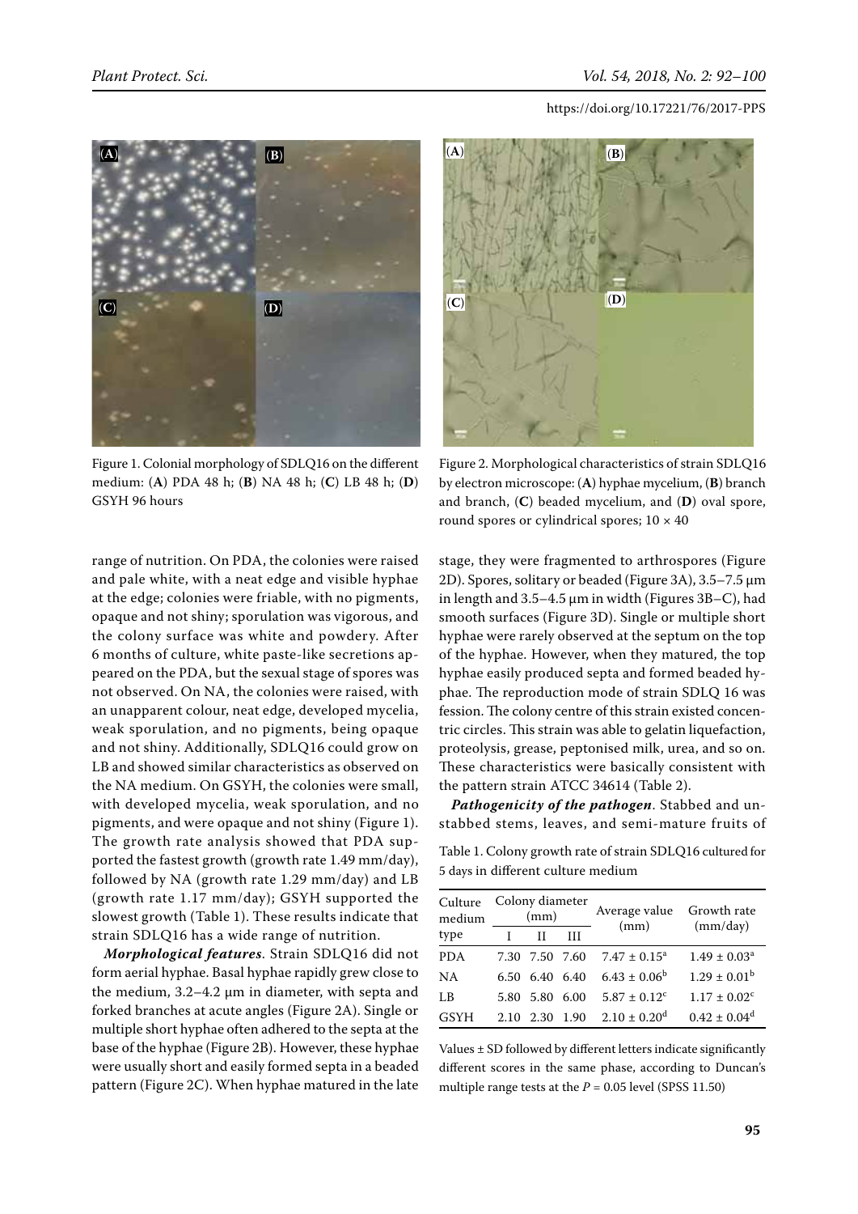Figure 1. Colonial morphology of SDLQ16 on the different medium: (**A**) PDA 48 h; (**B**) NA 48 h; (**C**) LB 48 h; (**D**) GSYH 96 hours

Figure 2. Morphological characteristics of strain SDLQ16 by electron microscope: (**A**) hyphae mycelium, (**B**) branch and branch, (**C**) beaded mycelium, and (**D**) oval spore, round spores or cylindrical spores; 10 × 40

range of nutrition. On PDA, the colonies were raised and pale white, with a neat edge and visible hyphae at the edge; colonies were friable, with no pigments, opaque and not shiny; sporulation was vigorous, and the colony surface was white and powdery. After 6 months of culture, white paste-like secretions appeared on the PDA, but the sexual stage of spores was not observed. On NA, the colonies were raised, with an unapparent colour, neat edge, developed mycelia, weak sporulation, and no pigments, being opaque and not shiny. Additionally, SDLQ16 could grow on LB and showed similar characteristics as observed on the NA medium. On GSYH, the colonies were small, with developed mycelia, weak sporulation, and no pigments, and were opaque and not shiny (Figure 1). The growth rate analysis showed that PDA supported the fastest growth (growth rate 1.49 mm/day), followed by NA (growth rate 1.29 mm/day) and LB (growth rate 1.17 mm/day); GSYH supported the slowest growth (Table 1). These results indicate that strain SDLQ16 has a wide range of nutrition.

***Morphological features***. Strain SDLQ16 did not form aerial hyphae. Basal hyphae rapidly grew close to the medium, 3.2–4.2 μm in diameter, with septa and forked branches at acute angles (Figure 2A). Single or multiple short hyphae often adhered to the septa at the base of the hyphae (Figure 2B). However, these hyphae were usually short and easily formed septa in a beaded pattern (Figure 2C). When hyphae matured in the late stage, they were fragmented to arthrospores (Figure 2D). Spores, solitary or beaded (Figure 3A), 3.5–7.5 μm in length and 3.5–4.5 μm in width (Figures 3B–C), had smooth surfaces (Figure 3D). Single or multiple short hyphae were rarely observed at the septum on the top of the hyphae. However, when they matured, the top hyphae easily produced septa and formed beaded hyphae. The reproduction mode of strain SDLQ 16 was fession. The colony centre of this strain existed concentric circles. This strain was able to gelatin liquefaction, proteolysis, grease, peptonised milk, urea, and so on. These characteristics were basically consistent with the pattern strain ATCC 34614 (Table 2).

***Pathogenicity of the pathogen***. Stabbed and unstabbed stems, leaves, and semi-mature fruits of

Table 1. Colony growth rate of strain SDLQ16 cultured for 5 days in different culture medium

| Culture medium type | Colony diameter (mm) | | | Average value (mm) | Growth rate (mm/day) |
|---|---|---|---|---|---|
| | I | II | III | | |
| PDA | 7.30 | 7.50 | 7.60 | $7.47 \pm 0.15^a$ | $1.49 \pm 0.03^a$ |
| NA | 6.50 | 6.40 | 6.40 | $6.43 \pm 0.06^b$ | $1.29 \pm 0.01^b$ |
| LB | 5.80 | 5.80 | 6.00 | $5.87 \pm 0.12^c$ | $1.17 \pm 0.02^c$ |
| GSYH | 2.10 | 2.30 | 1.90 | $2.10 \pm 0.20^d$ | $0.42 \pm 0.04^d$ |

Values ± SD followed by different letters indicate significantly different scores in the same phase, according to Duncan's multiple range tests at the $P = 0.05$ level (SPSS 11.50)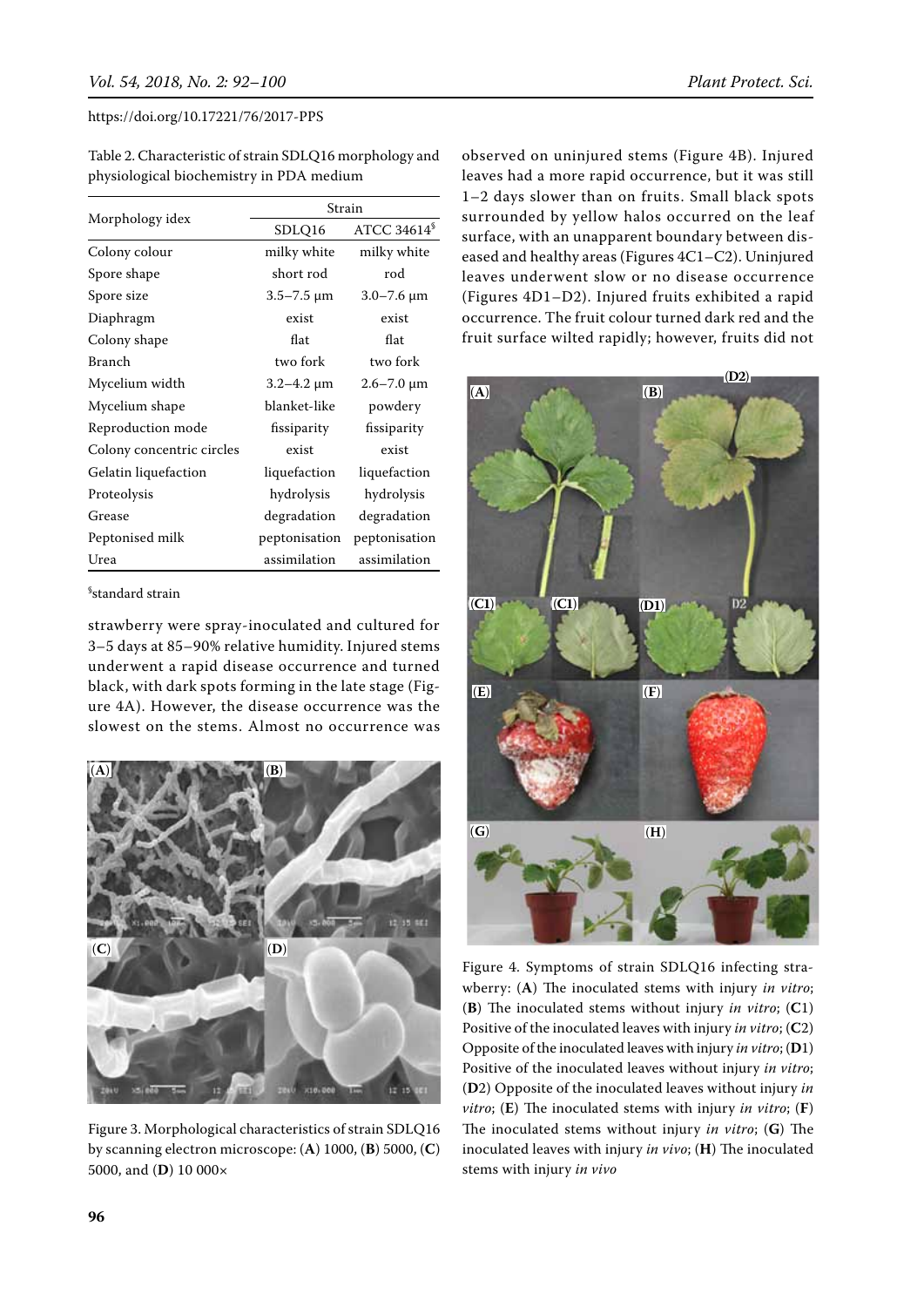Table 2. Characteristic of strain SDLQ16 morphology and physiological biochemistry in PDA medium

| Morphology idex | Strain | |
|---|---|---|
| | SDLQ16 | ATCC 34614[§] |
| Colony colour | milky white | milky white |
| Spore shape | short rod | rod |
| Spore size | 3.5–7.5 µm | 3.0–7.6 µm |
| Diaphragm | exist | exist |
| Colony shape | flat | flat |
| Branch | two fork | two fork |
| Mycelium width | 3.2–4.2 µm | 2.6–7.0 µm |
| Mycelium shape | blanket-like | powdery |
| Reproduction mode | fissiparity | fissiparity |
| Colony concentric circles | exist | exist |
| Gelatin liquefaction | liquefaction | liquefaction |
| Proteolysis | hydrolysis | hydrolysis |
| Grease | degradation | degradation |
| Peptonised milk | peptonisation | peptonisation |
| Urea | assimilation | assimilation |

[§]standard strain

strawberry were spray-inoculated and cultured for 3–5 days at 85–90% relative humidity. Injured stems underwent a rapid disease occurrence and turned black, with dark spots forming in the late stage (Figure 4A). However, the disease occurrence was the slowest on the stems. Almost no occurrence was observed on uninjured stems (Figure 4B). Injured leaves had a more rapid occurrence, but it was still 1–2 days slower than on fruits. Small black spots surrounded by yellow halos occurred on the leaf surface, with an unapparent boundary between diseased and healthy areas (Figures 4C1–C2). Uninjured leaves underwent slow or no disease occurrence (Figures 4D1–D2). Injured fruits exhibited a rapid occurrence. The fruit colour turned dark red and the fruit surface wilted rapidly; however, fruits did not

Figure 3. Morphological characteristics of strain SDLQ16 by scanning electron microscope: (**A**) 1000, (**B**) 5000, (**C**) 5000, and (**D**) 10 000×

Figure 4. Symptoms of strain SDLQ16 infecting strawberry: (**A**) The inoculated stems with injury *in vitro*; (**B**) The inoculated stems without injury *in vitro*; (**C**1) Positive of the inoculated leaves with injury *in vitro*; (**C**2) Opposite of the inoculated leaves with injury *in vitro*; (**D**1) Positive of the inoculated leaves without injury *in vitro*; (**D**2) Opposite of the inoculated leaves without injury *in vitro*; (**E**) The inoculated stems with injury *in vitro*; (**F**) The inoculated stems without injury *in vitro*; (**G**) The inoculated leaves with injury *in vivo*; (**H**) The inoculated stems with injury *in vivo*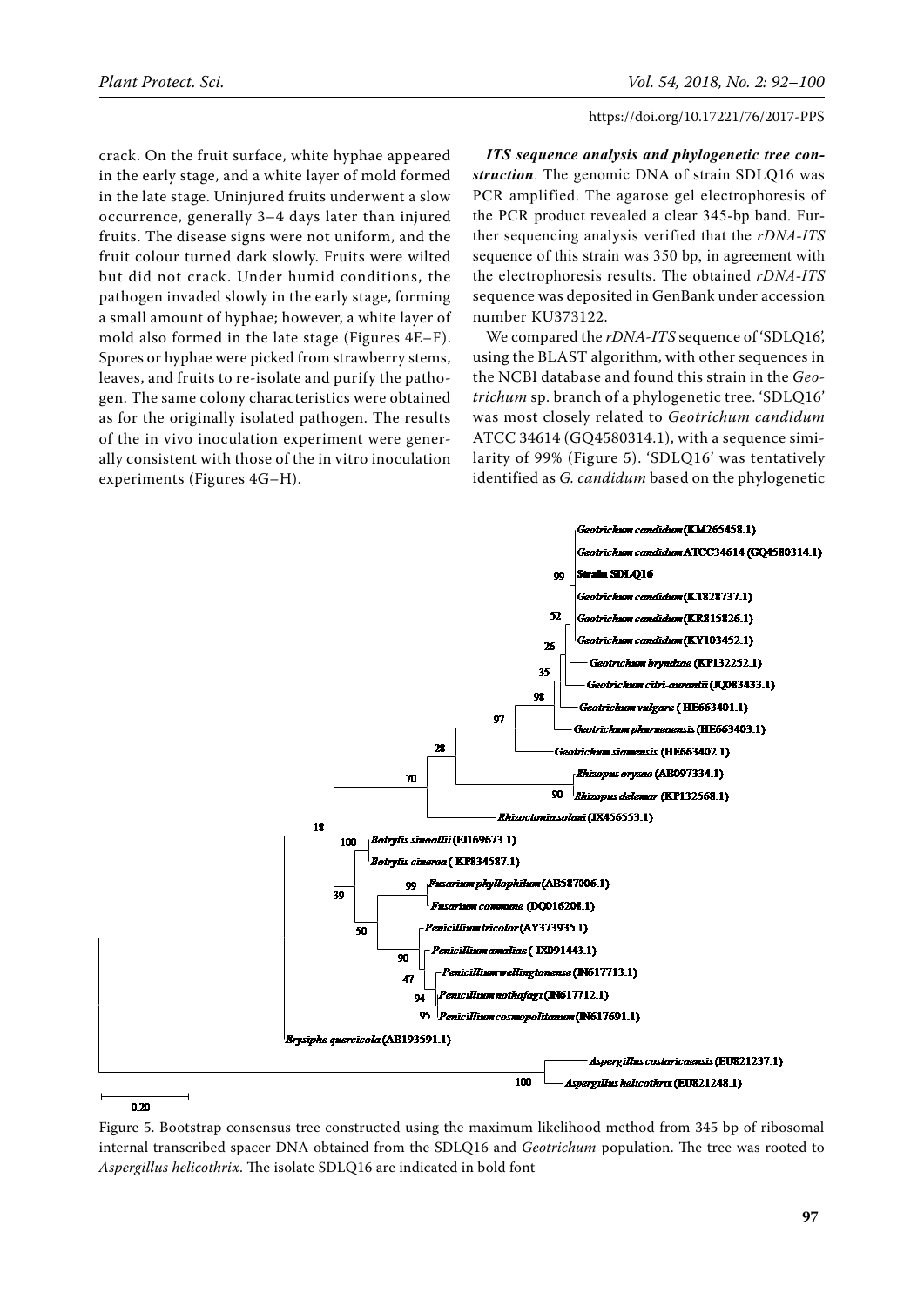crack. On the fruit surface, white hyphae appeared in the early stage, and a white layer of mold formed in the late stage. Uninjured fruits underwent a slow occurrence, generally 3–4 days later than injured fruits. The disease signs were not uniform, and the fruit colour turned dark slowly. Fruits were wilted but did not crack. Under humid conditions, the pathogen invaded slowly in the early stage, forming a small amount of hyphae; however, a white layer of mold also formed in the late stage (Figures 4E–F). Spores or hyphae were picked from strawberry stems, leaves, and fruits to re-isolate and purify the pathogen. The same colony characteristics were obtained as for the originally isolated pathogen. The results of the in vivo inoculation experiment were generally consistent with those of the in vitro inoculation experiments (Figures 4G–H).

***ITS sequence analysis and phylogenetic tree construction***. The genomic DNA of strain SDLQ16 was PCR amplified. The agarose gel electrophoresis of the PCR product revealed a clear 345-bp band. Further sequencing analysis verified that the *rDNA-ITS* sequence of this strain was 350 bp, in agreement with the electrophoresis results. The obtained *rDNA-ITS* sequence was deposited in GenBank under accession number KU373122.

We compared the *rDNA-ITS* sequence of 'SDLQ16', using the BLAST algorithm, with other sequences in the NCBI database and found this strain in the *Geotrichum* sp. branch of a phylogenetic tree. 'SDLQ16' was most closely related to *Geotrichum candidum* ATCC 34614 (GQ4580314.1), with a sequence similarity of 99% (Figure 5). 'SDLQ16' was tentatively identified as *G. candidum* based on the phylogenetic

Figure 5. Bootstrap consensus tree constructed using the maximum likelihood method from 345 bp of ribosomal internal transcribed spacer DNA obtained from the SDLQ16 and *Geotrichum* population. The tree was rooted to *Aspergillus helicothrix*. The isolate SDLQ16 are indicated in bold font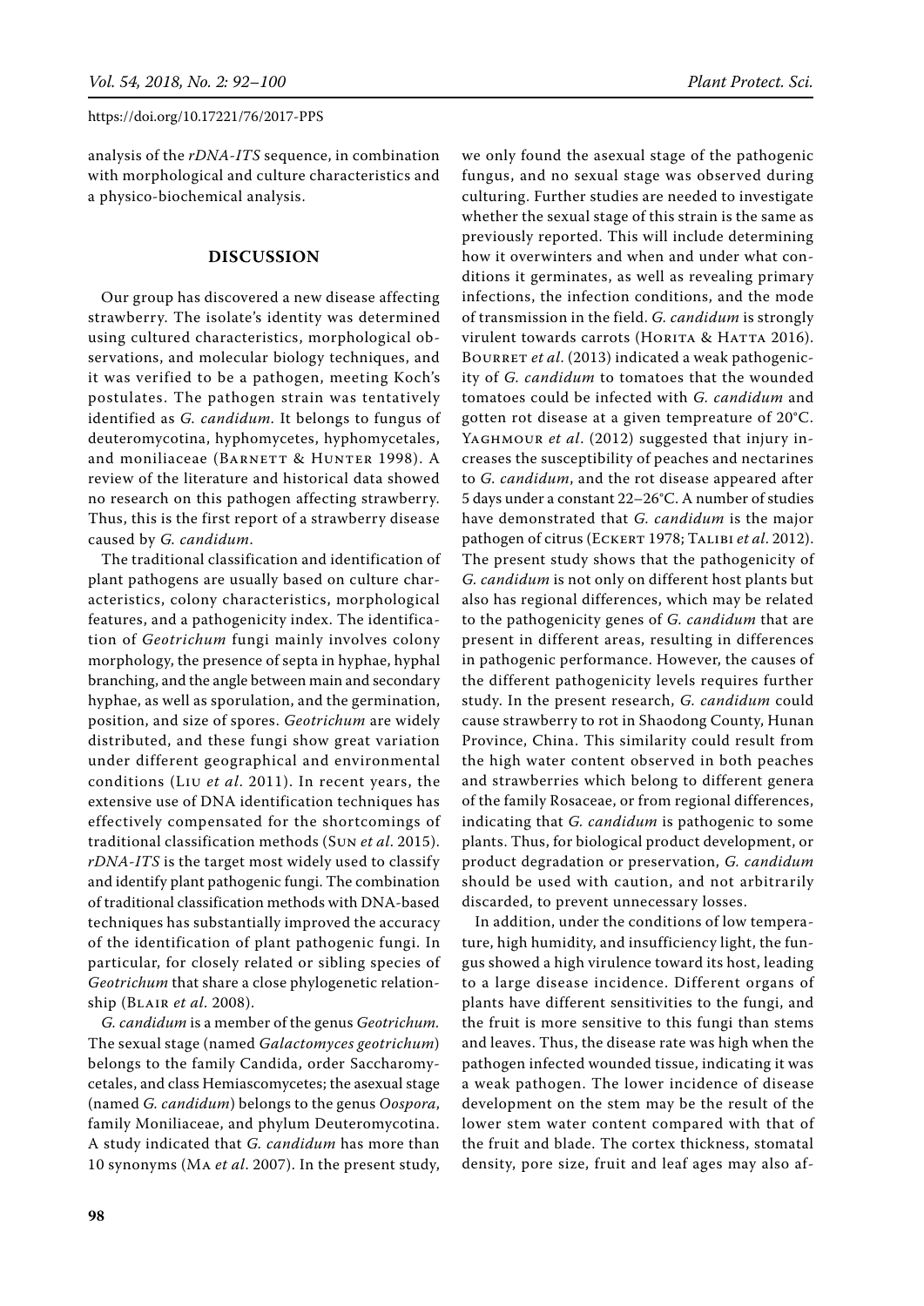analysis of the *rDNA-ITS* sequence, in combination with morphological and culture characteristics and a physico-biochemical analysis.

## DISCUSSION

Our group has discovered a new disease affecting strawberry. The isolate's identity was determined using cultured characteristics, morphological observations, and molecular biology techniques, and it was verified to be a pathogen, meeting Koch's postulates. The pathogen strain was tentatively identified as *G. candidum*. It belongs to fungus of deuteromycotina, hyphomycetes, hyphomycetales, and moniliaceae (Barnett & Hunter 1998). A review of the literature and historical data showed no research on this pathogen affecting strawberry. Thus, this is the first report of a strawberry disease caused by *G. candidum*.

The traditional classification and identification of plant pathogens are usually based on culture characteristics, colony characteristics, morphological features, and a pathogenicity index. The identification of *Geotrichum* fungi mainly involves colony morphology, the presence of septa in hyphae, hyphal branching, and the angle between main and secondary hyphae, as well as sporulation, and the germination, position, and size of spores. *Geotrichum* are widely distributed, and these fungi show great variation under different geographical and environmental conditions (Liu *et al.* 2011). In recent years, the extensive use of DNA identification techniques has effectively compensated for the shortcomings of traditional classification methods (Sun *et al.* 2015). *rDNA-ITS* is the target most widely used to classify and identify plant pathogenic fungi. The combination of traditional classification methods with DNA-based techniques has substantially improved the accuracy of the identification of plant pathogenic fungi. In particular, for closely related or sibling species of *Geotrichum* that share a close phylogenetic relationship (Blair *et al.* 2008).

*G. candidum* is a member of the genus *Geotrichum.* The sexual stage (named *Galactomyces geotrichum*) belongs to the family Candida, order Saccharomycetales, and class Hemiascomycetes; the asexual stage (named *G. candidum*) belongs to the genus *Oospora*, family Moniliaceae, and phylum Deuteromycotina. A study indicated that *G. candidum* has more than 10 synonyms (Ma *et al*. 2007). In the present study, we only found the asexual stage of the pathogenic fungus, and no sexual stage was observed during culturing. Further studies are needed to investigate whether the sexual stage of this strain is the same as previously reported. This will include determining how it overwinters and when and under what conditions it germinates, as well as revealing primary infections, the infection conditions, and the mode of transmission in the field. *G. candidum* is strongly virulent towards carrots (Horita & Hatta 2016). Bourret *et al*. (2013) indicated a weak pathogenicity of *G. candidum* to tomatoes that the wounded tomatoes could be infected with *G. candidum* and gotten rot disease at a given tempreature of 20°C. Yaghmour *et al*. (2012) suggested that injury increases the susceptibility of peaches and nectarines to *G. candidum*, and the rot disease appeared after 5 days under a constant 22–26°C. A number of studies have demonstrated that *G. candidum* is the major pathogen of citrus (Eckert 1978; Talibi *et al*. 2012). The present study shows that the pathogenicity of *G. candidum* is not only on different host plants but also has regional differences, which may be related to the pathogenicity genes of *G. candidum* that are present in different areas, resulting in differences in pathogenic performance. However, the causes of the different pathogenicity levels requires further study. In the present research, *G. candidum* could cause strawberry to rot in Shaodong County, Hunan Province, China. This similarity could result from the high water content observed in both peaches and strawberries which belong to different genera of the family Rosaceae, or from regional differences, indicating that *G. candidum* is pathogenic to some plants. Thus, for biological product development, or product degradation or preservation, *G. candidum* should be used with caution, and not arbitrarily discarded, to prevent unnecessary losses.

In addition, under the conditions of low temperature, high humidity, and insufficiency light, the fungus showed a high virulence toward its host, leading to a large disease incidence. Different organs of plants have different sensitivities to the fungi, and the fruit is more sensitive to this fungi than stems and leaves. Thus, the disease rate was high when the pathogen infected wounded tissue, indicating it was a weak pathogen. The lower incidence of disease development on the stem may be the result of the lower stem water content compared with that of the fruit and blade. The cortex thickness, stomatal density, pore size, fruit and leaf ages may also af-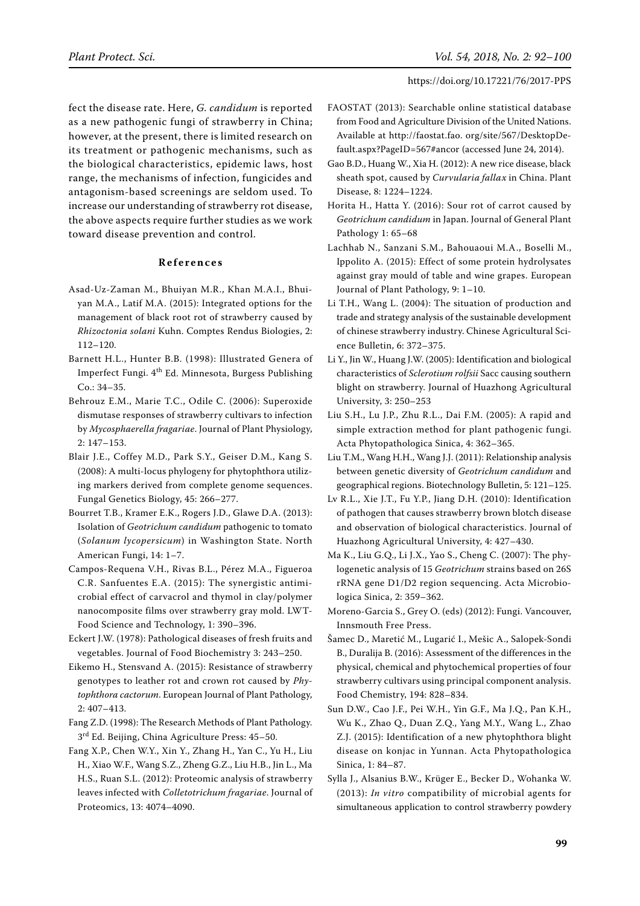fect the disease rate. Here, *G. candidum* is reported as a new pathogenic fungi of strawberry in China; however, at the present, there is limited research on its treatment or pathogenic mechanisms, such as the biological characteristics, epidemic laws, host range, the mechanisms of infection, fungicides and antagonism-based screenings are seldom used. To increase our understanding of strawberry rot disease, the above aspects require further studies as we work toward disease prevention and control.

## References

Asad-Uz-Zaman M., Bhuiyan M.R., Khan M.A.I., Bhuiyan M.A., Latif M.A. (2015): Integrated options for the management of black root rot of strawberry caused by *Rhizoctonia solani* Kuhn. Comptes Rendus Biologies, 2: 112–120.

Barnett H.L., Hunter B.B. (1998): Illustrated Genera of Imperfect Fungi. 4th Ed. Minnesota, Burgess Publishing Co.: 34–35.

Behrouz E.M., Marie T.C., Odile C. (2006): Superoxide dismutase responses of strawberry cultivars to infection by *Mycosphaerella fragariae*. Journal of Plant Physiology, 2: 147–153.

Blair J.E., Coffey M.D., Park S.Y., Geiser D.M., Kang S. (2008): A multi-locus phylogeny for phytophthora utilizing markers derived from complete genome sequences. Fungal Genetics Biology, 45: 266–277.

Bourret T.B., Kramer E.K., Rogers J.D., Glawe D.A. (2013): Isolation of *Geotrichum candidum* pathogenic to tomato (*Solanum lycopersicum*) in Washington State. North American Fungi, 14: 1–7.

Campos-Requena V.H., Rivas B.L., Pérez M.A., Figueroa C.R. Sanfuentes E.A. (2015): The synergistic antimicrobial effect of carvacrol and thymol in clay/polymer nanocomposite films over strawberry gray mold. LWT-Food Science and Technology, 1: 390–396.

Eckert J.W. (1978): Pathological diseases of fresh fruits and vegetables. Journal of Food Biochemistry 3: 243–250.

Eikemo H., Stensvand A. (2015): Resistance of strawberry genotypes to leather rot and crown rot caused by *Phytophthora cactorum*. European Journal of Plant Pathology, 2: 407–413.

Fang Z.D. (1998): The Research Methods of Plant Pathology. 3rd Ed. Beijing, China Agriculture Press: 45–50.

Fang X.P., Chen W.Y., Xin Y., Zhang H., Yan C., Yu H., Liu H., Xiao W.F., Wang S.Z., Zheng G.Z., Liu H.B., Jin L., Ma H.S., Ruan S.L. (2012): Proteomic analysis of strawberry leaves infected with *Colletotrichum fragariae*. Journal of Proteomics, 13: 4074–4090.

FAOSTAT (2013): Searchable online statistical database from Food and Agriculture Division of the United Nations. Available at http://faostat.fao. org/site/567/DesktopDefault.aspx?PageID=567#ancor (accessed June 24, 2014).

Gao B.D., Huang W., Xia H. (2012): A new rice disease, black sheath spot, caused by *Curvularia fallax* in China. Plant Disease, 8: 1224–1224.

Horita H., Hatta Y. (2016): Sour rot of carrot caused by *Geotrichum candidum* in Japan. Journal of General Plant Pathology 1: 65–68

Lachhab N., Sanzani S.M., Bahouaoui M.A., Boselli M., Ippolito A. (2015): Effect of some protein hydrolysates against gray mould of table and wine grapes. European Journal of Plant Pathology, 9: 1–10.

Li T.H., Wang L. (2004): The situation of production and trade and strategy analysis of the sustainable development of chinese strawberry industry. Chinese Agricultural Science Bulletin, 6: 372–375.

Li Y., Jin W., Huang J.W. (2005): Identification and biological characteristics of *Sclerotium rolfsii* Sacc causing southern blight on strawberry. Journal of Huazhong Agricultural University, 3: 250–253

Liu S.H., Lu J.P., Zhu R.L., Dai F.M. (2005): A rapid and simple extraction method for plant pathogenic fungi. Acta Phytopathologica Sinica, 4: 362–365.

Liu T.M., Wang H.H., Wang J.J. (2011): Relationship analysis between genetic diversity of *Geotrichum candidum* and geographical regions. Biotechnology Bulletin, 5: 121–125.

Lv R.L., Xie J.T., Fu Y.P., Jiang D.H. (2010): Identification of pathogen that causes strawberry brown blotch disease and observation of biological characteristics. Journal of Huazhong Agricultural University, 4: 427–430.

Ma K., Liu G.Q., Li J.X., Yao S., Cheng C. (2007): The phylogenetic analysis of 15 *Geotrichum* strains based on 26S rRNA gene D1/D2 region sequencing. Acta Microbiologica Sinica, 2: 359–362.

Moreno-Garcia S., Grey O. (eds) (2012): Fungi. Vancouver, Innsmouth Free Press.

Šamec D., Maretić M., Lugarić I., Mešic A., Salopek-Sondi B., Duralija B. (2016): Assessment of the differences in the physical, chemical and phytochemical properties of four strawberry cultivars using principal component analysis. Food Chemistry, 194: 828–834.

Sun D.W., Cao J.F., Pei W.H., Yin G.F., Ma J.Q., Pan K.H., Wu K., Zhao Q., Duan Z.Q., Yang M.Y., Wang L., Zhao Z.J. (2015): Identification of a new phytophthora blight disease on konjac in Yunnan. Acta Phytopathologica Sinica, 1: 84–87.

Sylla J., Alsanius B.W., Krüger E., Becker D., Wohanka W. (2013): *In vitro* compatibility of microbial agents for simultaneous application to control strawberry powdery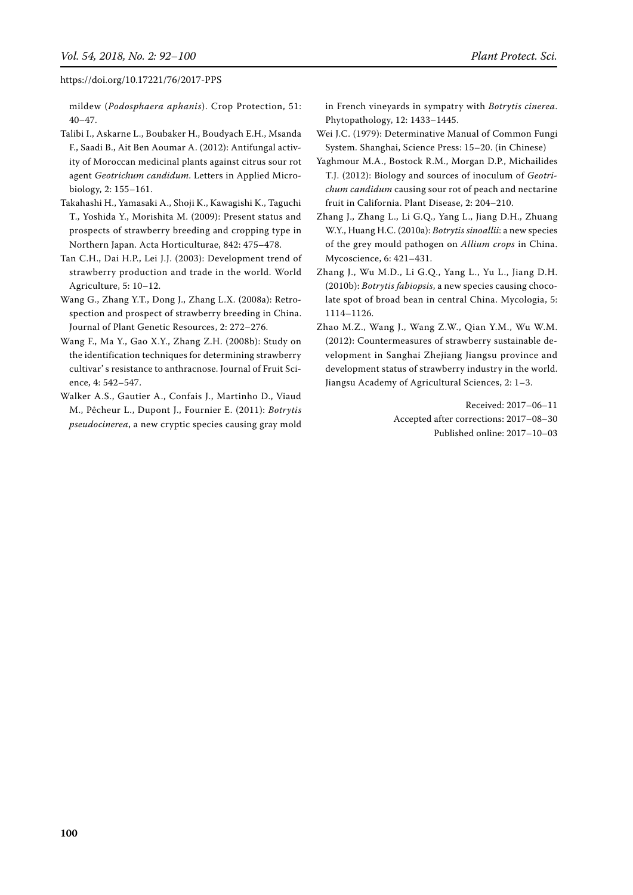mildew (*Podosphaera aphanis*). Crop Protection, 51: 40–47.

Talibi I., Askarne L., Boubaker H., Boudyach E.H., Msanda F., Saadi B., Ait Ben Aoumar A. (2012): Antifungal activity of Moroccan medicinal plants against citrus sour rot agent *Geotrichum candidum*. Letters in Applied Microbiology, 2: 155–161.

Takahashi H., Yamasaki A., Shoji K., Kawagishi K., Taguchi T., Yoshida Y., Morishita M. (2009): Present status and prospects of strawberry breeding and cropping type in Northern Japan. Acta Horticulturae, 842: 475–478.

Tan C.H., Dai H.P., Lei J.J. (2003): Development trend of strawberry production and trade in the world. World Agriculture, 5: 10–12.

Wang G., Zhang Y.T., Dong J., Zhang L.X. (2008a): Retrospection and prospect of strawberry breeding in China. Journal of Plant Genetic Resources, 2: 272–276.

Wang F., Ma Y., Gao X.Y., Zhang Z.H. (2008b): Study on the identification techniques for determining strawberry cultivar' s resistance to anthracnose. Journal of Fruit Science, 4: 542–547.

Walker A.S., Gautier A., Confais J., Martinho D., Viaud M., Pêcheur L., Dupont J., Fournier E. (2011): *Botrytis pseudocinerea*, a new cryptic species causing gray mold in French vineyards in sympatry with *Botrytis cinerea*. Phytopathology, 12: 1433–1445.

Wei J.C. (1979): Determinative Manual of Common Fungi System. Shanghai, Science Press: 15–20. (in Chinese)

Yaghmour M.A., Bostock R.M., Morgan D.P., Michailides T.J. (2012): Biology and sources of inoculum of *Geotrichum candidum* causing sour rot of peach and nectarine fruit in California. Plant Disease, 2: 204–210.

Zhang J., Zhang L., Li G.Q., Yang L., Jiang D.H., Zhuang W.Y., Huang H.C. (2010a): *Botrytis sinoallii*: a new species of the grey mould pathogen on *Allium crops* in China. Mycoscience, 6: 421–431.

Zhang J., Wu M.D., Li G.Q., Yang L., Yu L., Jiang D.H. (2010b): *Botrytis fabiopsis*, a new species causing chocolate spot of broad bean in central China. Mycologia, 5: 1114–1126.

Zhao M.Z., Wang J., Wang Z.W., Qian Y.M., Wu W.M. (2012): Countermeasures of strawberry sustainable development in Sanghai Zhejiang Jiangsu province and development status of strawberry industry in the world. Jiangsu Academy of Agricultural Sciences, 2: 1–3.

Received: 2017–06–11
Accepted after corrections: 2017–08–30
Published online: 2017–10–03